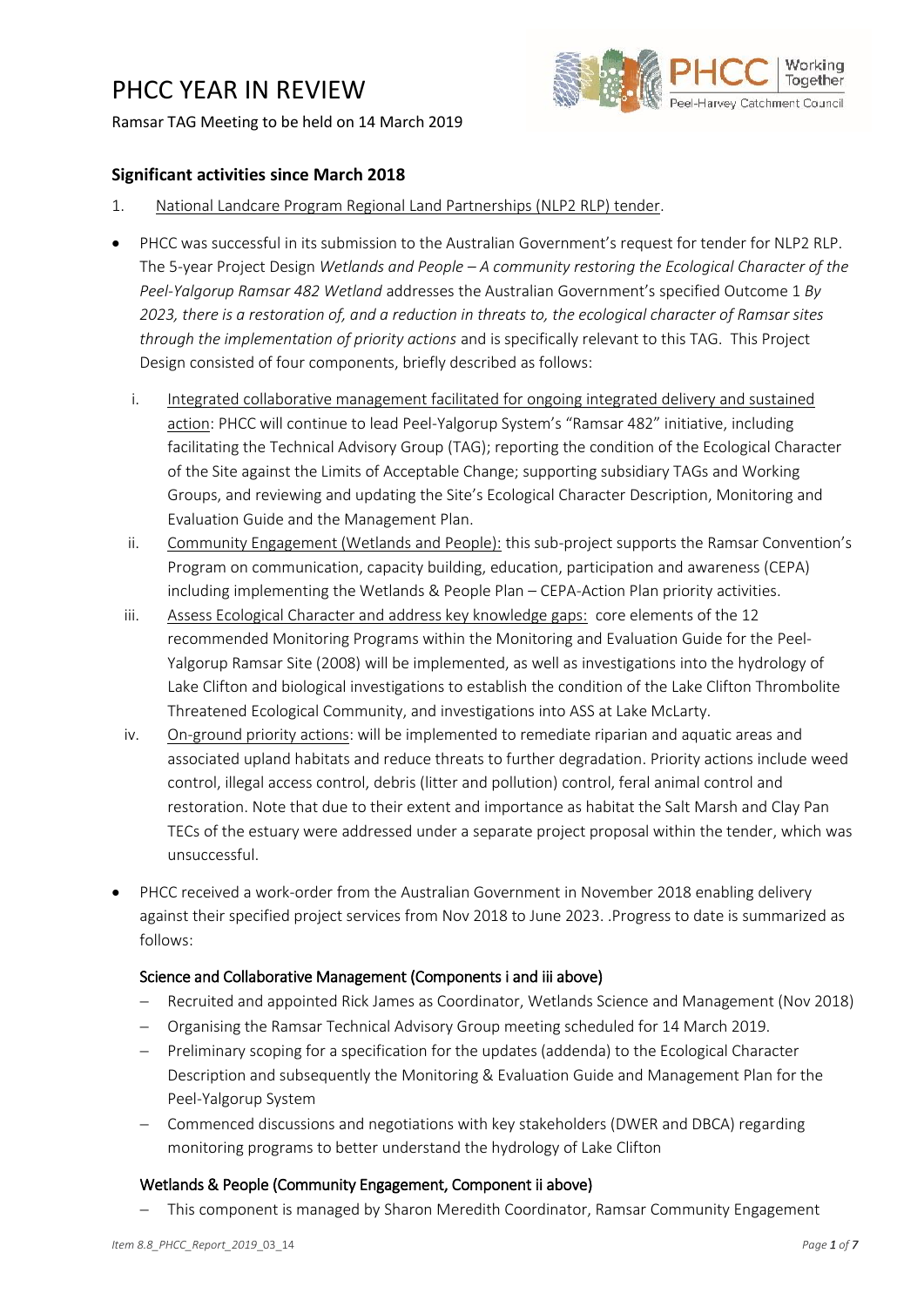# PHCC YEAR IN REVIEW

Ramsar TAG Meeting to be held on 14 March 2019

## Significant activities since March 2018

1. National Landcare Program Regional Land Partnerships (NLP2 RLP) tender.

- PHCC was successful in its submission to the Australian Government's request for tender for NLP2 RLP. The 5-year Project Design *Wetlands and People – A community restoring the Ecological Character of the Peel-Yalgorup Ramsar 482 Wetland* addresses the Australian Government's specified Outcome 1 *By 2023, there is a restoration of, and a reduction in threats to, the ecological character of Ramsar sites through the implementation of priority actions* and is specifically relevant to this TAG. This Project Design consisted of four components, briefly described as follows:

  i. Integrated collaborative management facilitated for ongoing integrated delivery and sustained action: PHCC will continue to lead Peel-Yalgorup System's "Ramsar 482" initiative, including facilitating the Technical Advisory Group (TAG); reporting the condition of the Ecological Character of the Site against the Limits of Acceptable Change; supporting subsidiary TAGs and Working Groups, and reviewing and updating the Site's Ecological Character Description, Monitoring and Evaluation Guide and the Management Plan.

  ii. Community Engagement (Wetlands and People): this sub-project supports the Ramsar Convention's Program on communication, capacity building, education, participation and awareness (CEPA) including implementing the Wetlands & People Plan – CEPA-Action Plan priority activities.

  iii. Assess Ecological Character and address key knowledge gaps: core elements of the 12 recommended Monitoring Programs within the Monitoring and Evaluation Guide for the Peel-Yalgorup Ramsar Site (2008) will be implemented, as well as investigations into the hydrology of Lake Clifton and biological investigations to establish the condition of the Lake Clifton Thrombolite Threatened Ecological Community, and investigations into ASS at Lake McLarty.

  iv. On-ground priority actions: will be implemented to remediate riparian and aquatic areas and associated upland habitats and reduce threats to further degradation. Priority actions include weed control, illegal access control, debris (litter and pollution) control, feral animal control and restoration. Note that due to their extent and importance as habitat the Salt Marsh and Clay Pan TECs of the estuary were addressed under a separate project proposal within the tender, which was unsuccessful.

- PHCC received a work-order from the Australian Government in November 2018 enabling delivery against their specified project services from Nov 2018 to June 2023. .Progress to date is summarized as follows:

### Science and Collaborative Management (Components i and iii above)

- Recruited and appointed Rick James as Coordinator, Wetlands Science and Management (Nov 2018)
- Organising the Ramsar Technical Advisory Group meeting scheduled for 14 March 2019.
- Preliminary scoping for a specification for the updates (addenda) to the Ecological Character Description and subsequently the Monitoring & Evaluation Guide and Management Plan for the Peel-Yalgorup System
- Commenced discussions and negotiations with key stakeholders (DWER and DBCA) regarding monitoring programs to better understand the hydrology of Lake Clifton

### Wetlands & People (Community Engagement, Component ii above)

- This component is managed by Sharon Meredith Coordinator, Ramsar Community Engagement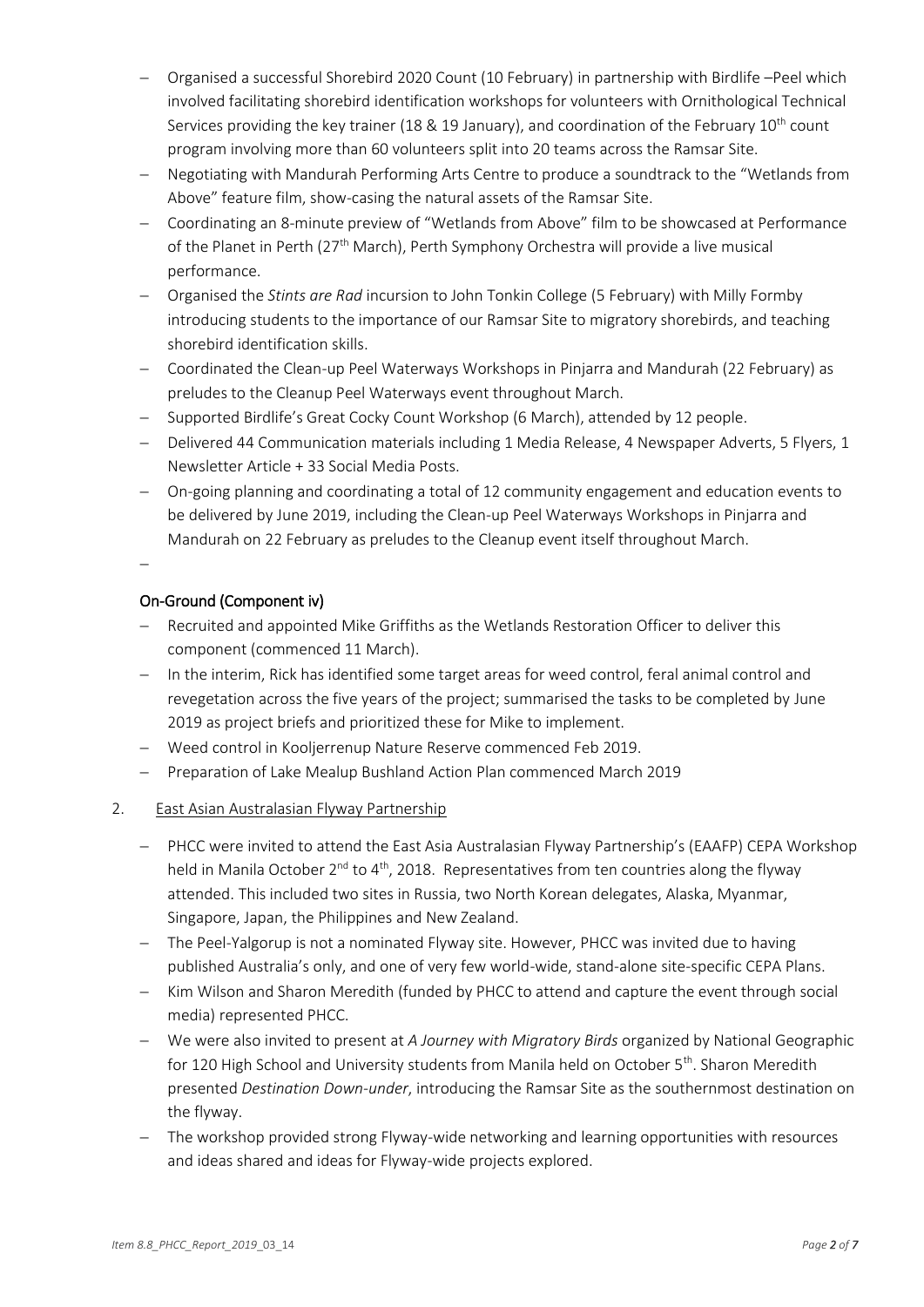- Organised a successful Shorebird 2020 Count (10 February) in partnership with Birdlife –Peel which involved facilitating shorebird identification workshops for volunteers with Ornithological Technical Services providing the key trainer (18 & 19 January), and coordination of the February 10th count program involving more than 60 volunteers split into 20 teams across the Ramsar Site.
- Negotiating with Mandurah Performing Arts Centre to produce a soundtrack to the "Wetlands from Above" feature film, show-casing the natural assets of the Ramsar Site.
- Coordinating an 8-minute preview of "Wetlands from Above" film to be showcased at Performance of the Planet in Perth (27th March), Perth Symphony Orchestra will provide a live musical performance.
- Organised the *Stints are Rad* incursion to John Tonkin College (5 February) with Milly Formby introducing students to the importance of our Ramsar Site to migratory shorebirds, and teaching shorebird identification skills.
- Coordinated the Clean-up Peel Waterways Workshops in Pinjarra and Mandurah (22 February) as preludes to the Cleanup Peel Waterways event throughout March.
- Supported Birdlife's Great Cocky Count Workshop (6 March), attended by 12 people.
- Delivered 44 Communication materials including 1 Media Release, 4 Newspaper Adverts, 5 Flyers, 1 Newsletter Article + 33 Social Media Posts.
- On-going planning and coordinating a total of 12 community engagement and education events to be delivered by June 2019, including the Clean-up Peel Waterways Workshops in Pinjarra and Mandurah on 22 February as preludes to the Cleanup event itself throughout March.
-

### On-Ground (Component iv)

- Recruited and appointed Mike Griffiths as the Wetlands Restoration Officer to deliver this component (commenced 11 March).
- In the interim, Rick has identified some target areas for weed control, feral animal control and revegetation across the five years of the project; summarised the tasks to be completed by June 2019 as project briefs and prioritized these for Mike to implement.
- Weed control in Kooljerrenup Nature Reserve commenced Feb 2019.
- Preparation of Lake Mealup Bushland Action Plan commenced March 2019

2. East Asian Australasian Flyway Partnership

   - PHCC were invited to attend the East Asia Australasian Flyway Partnership's (EAAFP) CEPA Workshop held in Manila October 2nd to 4th, 2018. Representatives from ten countries along the flyway attended. This included two sites in Russia, two North Korean delegates, Alaska, Myanmar, Singapore, Japan, the Philippines and New Zealand.
   - The Peel-Yalgorup is not a nominated Flyway site. However, PHCC was invited due to having published Australia's only, and one of very few world-wide, stand-alone site-specific CEPA Plans.
   - Kim Wilson and Sharon Meredith (funded by PHCC to attend and capture the event through social media) represented PHCC.
   - We were also invited to present at *A Journey with Migratory Birds* organized by National Geographic for 120 High School and University students from Manila held on October 5th. Sharon Meredith presented *Destination Down-under*, introducing the Ramsar Site as the southernmost destination on the flyway.
   - The workshop provided strong Flyway-wide networking and learning opportunities with resources and ideas shared and ideas for Flyway-wide projects explored.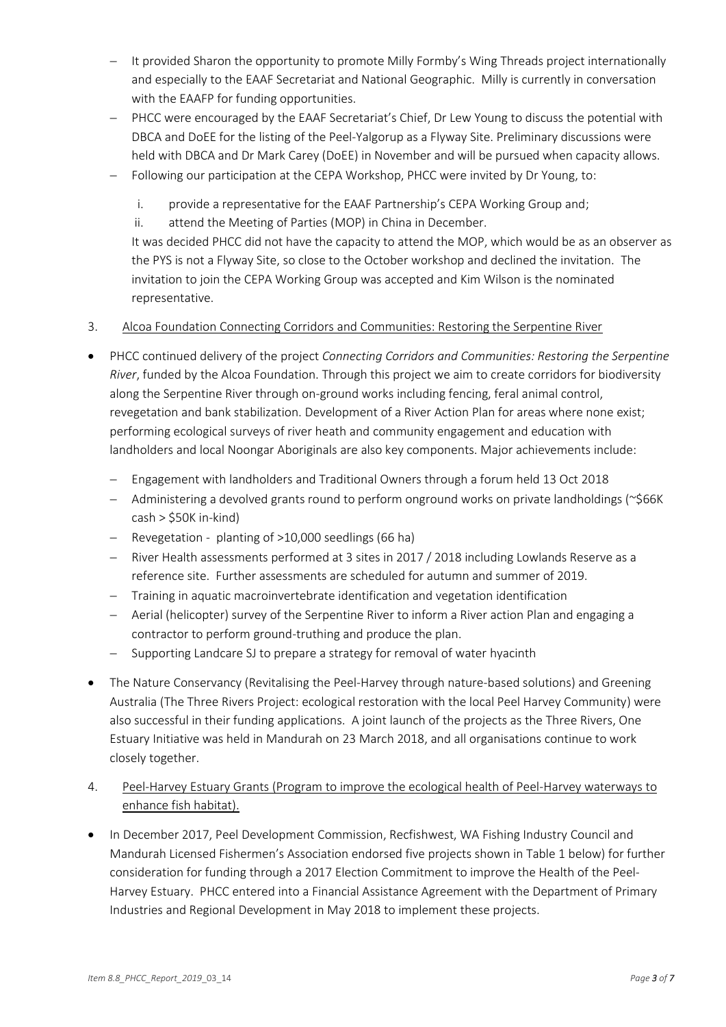- It provided Sharon the opportunity to promote Milly Formby's Wing Threads project internationally and especially to the EAAF Secretariat and National Geographic. Milly is currently in conversation with the EAAFP for funding opportunities.
- PHCC were encouraged by the EAAF Secretariat's Chief, Dr Lew Young to discuss the potential with DBCA and DoEE for the listing of the Peel-Yalgorup as a Flyway Site. Preliminary discussions were held with DBCA and Dr Mark Carey (DoEE) in November and will be pursued when capacity allows.
- Following our participation at the CEPA Workshop, PHCC were invited by Dr Young, to:
    i. provide a representative for the EAAF Partnership's CEPA Working Group and;
    ii. attend the Meeting of Parties (MOP) in China in December.

  It was decided PHCC did not have the capacity to attend the MOP, which would be as an observer as the PYS is not a Flyway Site, so close to the October workshop and declined the invitation. The invitation to join the CEPA Working Group was accepted and Kim Wilson is the nominated representative.

3. <u>Alcoa Foundation Connecting Corridors and Communities: Restoring the Serpentine River</u>

- PHCC continued delivery of the project *Connecting Corridors and Communities: Restoring the Serpentine River*, funded by the Alcoa Foundation. Through this project we aim to create corridors for biodiversity along the Serpentine River through on-ground works including fencing, feral animal control, revegetation and bank stabilization. Development of a River Action Plan for areas where none exist; performing ecological surveys of river heath and community engagement and education with landholders and local Noongar Aboriginals are also key components. Major achievements include:
    - Engagement with landholders and Traditional Owners through a forum held 13 Oct 2018
    - Administering a devolved grants round to perform onground works on private landholdings (~$66K cash > $50K in-kind)
    - Revegetation - planting of >10,000 seedlings (66 ha)
    - River Health assessments performed at 3 sites in 2017 / 2018 including Lowlands Reserve as a reference site. Further assessments are scheduled for autumn and summer of 2019.
    - Training in aquatic macroinvertebrate identification and vegetation identification
    - Aerial (helicopter) survey of the Serpentine River to inform a River action Plan and engaging a contractor to perform ground-truthing and produce the plan.
    - Supporting Landcare SJ to prepare a strategy for removal of water hyacinth
- The Nature Conservancy (Revitalising the Peel-Harvey through nature-based solutions) and Greening Australia (The Three Rivers Project: ecological restoration with the local Peel Harvey Community) were also successful in their funding applications. A joint launch of the projects as the Three Rivers, One Estuary Initiative was held in Mandurah on 23 March 2018, and all organisations continue to work closely together.

4. <u>Peel-Harvey Estuary Grants (Program to improve the ecological health of Peel-Harvey waterways to enhance fish habitat).</u>

- In December 2017, Peel Development Commission, Recfishwest, WA Fishing Industry Council and Mandurah Licensed Fishermen's Association endorsed five projects shown in Table 1 below) for further consideration for funding through a 2017 Election Commitment to improve the Health of the Peel-Harvey Estuary. PHCC entered into a Financial Assistance Agreement with the Department of Primary Industries and Regional Development in May 2018 to implement these projects.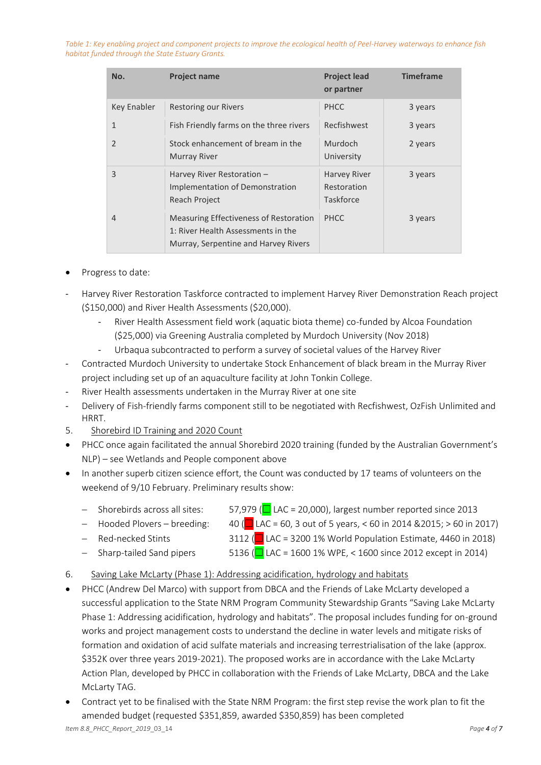*Table 1: Key enabling project and component projects to improve the ecological health of Peel-Harvey waterways to enhance fish habitat funded through the State Estuary Grants.*

| No. | Project name | Project lead or partner | Timeframe |
|---|---|---|---|
| Key Enabler | Restoring our Rivers | PHCC | 3 years |
| 1 | Fish Friendly farms on the three rivers | Recfishwest | 3 years |
| 2 | Stock enhancement of bream in the Murray River | Murdoch University | 2 years |
| 3 | Harvey River Restoration – Implementation of Demonstration Reach Project | Harvey River Restoration Taskforce | 3 years |
| 4 | Measuring Effectiveness of Restoration 1: River Health Assessments in the Murray, Serpentine and Harvey Rivers | PHCC | 3 years |

- Progress to date:

- Harvey River Restoration Taskforce contracted to implement Harvey River Demonstration Reach project ($150,000) and River Health Assessments ($20,000).
    - River Health Assessment field work (aquatic biota theme) co-funded by Alcoa Foundation ($25,000) via Greening Australia completed by Murdoch University (Nov 2018)
    - Urbaqua subcontracted to perform a survey of societal values of the Harvey River
- Contracted Murdoch University to undertake Stock Enhancement of black bream in the Murray River project including set up of an aquaculture facility at John Tonkin College.
- River Health assessments undertaken in the Murray River at one site
- Delivery of Fish-friendly farms component still to be negotiated with Recfishwest, OzFish Unlimited and HRRT.

5. <u>Shorebird ID Training and 2020 Count</u>

- PHCC once again facilitated the annual Shorebird 2020 training (funded by the Australian Government's NLP) – see Wetlands and People component above
- In another superb citizen science effort, the Count was conducted by 17 teams of volunteers on the weekend of 9/10 February. Preliminary results show:

    - Shorebirds across all sites: 57,979 (☐ LAC = 20,000), largest number reported since 2013
    - Hooded Plovers – breeding: 40 (☐ LAC = 60, 3 out of 5 years, < 60 in 2014 &2015; > 60 in 2017)
    - Red-necked Stints 3112 (☐ LAC = 3200 1% World Population Estimate, 4460 in 2018)
    - Sharp-tailed Sand pipers 5136 (☐ LAC = 1600 1% WPE, < 1600 since 2012 except in 2014)

6. <u>Saving Lake McLarty (Phase 1): Addressing acidification, hydrology and habitats</u>

- PHCC (Andrew Del Marco) with support from DBCA and the Friends of Lake McLarty developed a successful application to the State NRM Program Community Stewardship Grants "Saving Lake McLarty Phase 1: Addressing acidification, hydrology and habitats". The proposal includes funding for on-ground works and project management costs to understand the decline in water levels and mitigate risks of formation and oxidation of acid sulfate materials and increasing terrestrialisation of the lake (approx. $352K over three years 2019-2021). The proposed works are in accordance with the Lake McLarty Action Plan, developed by PHCC in collaboration with the Friends of Lake McLarty, DBCA and the Lake McLarty TAG.
- Contract yet to be finalised with the State NRM Program: the first step revise the work plan to fit the amended budget (requested $351,859, awarded $350,859) has been completed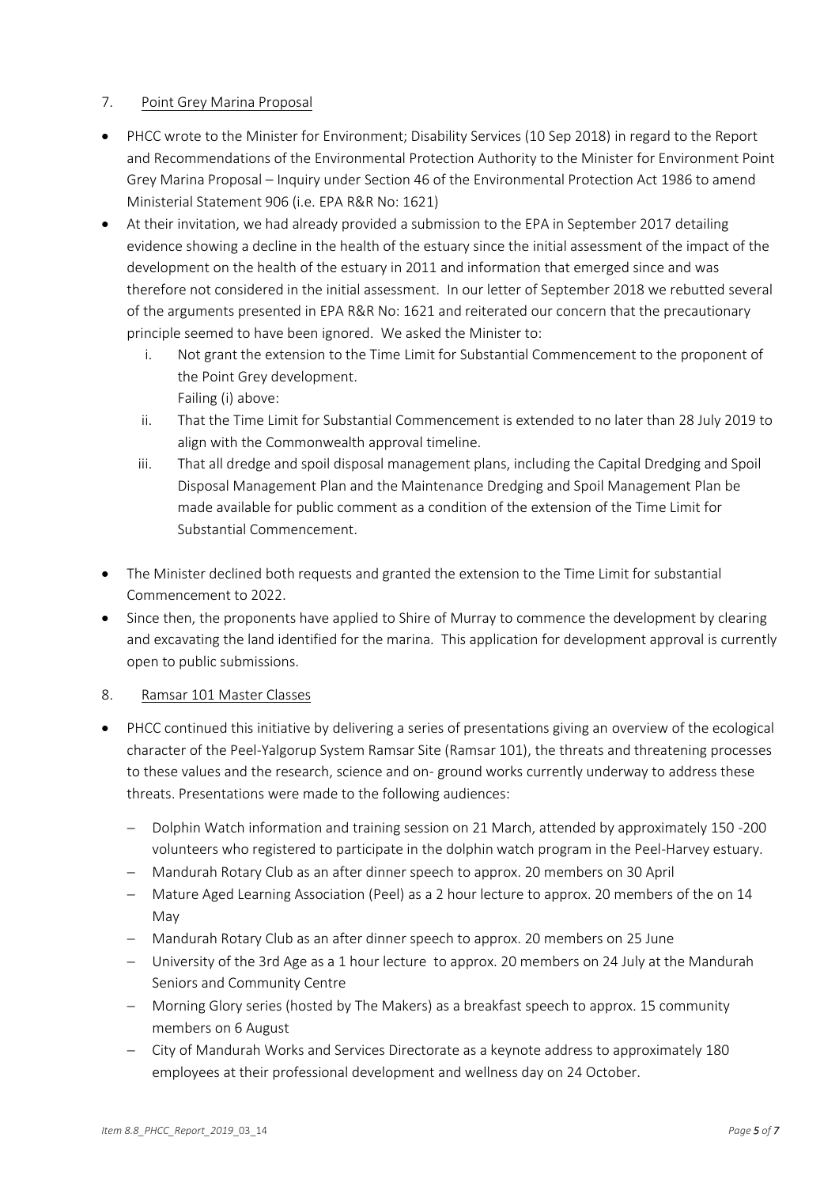7. Point Grey Marina Proposal

- PHCC wrote to the Minister for Environment; Disability Services (10 Sep 2018) in regard to the Report and Recommendations of the Environmental Protection Authority to the Minister for Environment Point Grey Marina Proposal – Inquiry under Section 46 of the Environmental Protection Act 1986 to amend Ministerial Statement 906 (i.e. EPA R&R No: 1621)
- At their invitation, we had already provided a submission to the EPA in September 2017 detailing evidence showing a decline in the health of the estuary since the initial assessment of the impact of the development on the health of the estuary in 2011 and information that emerged since and was therefore not considered in the initial assessment. In our letter of September 2018 we rebutted several of the arguments presented in EPA R&R No: 1621 and reiterated our concern that the precautionary principle seemed to have been ignored. We asked the Minister to:
  i. Not grant the extension to the Time Limit for Substantial Commencement to the proponent of the Point Grey development.
     Failing (i) above:
  ii. That the Time Limit for Substantial Commencement is extended to no later than 28 July 2019 to align with the Commonwealth approval timeline.
  iii. That all dredge and spoil disposal management plans, including the Capital Dredging and Spoil Disposal Management Plan and the Maintenance Dredging and Spoil Management Plan be made available for public comment as a condition of the extension of the Time Limit for Substantial Commencement.
- The Minister declined both requests and granted the extension to the Time Limit for substantial Commencement to 2022.
- Since then, the proponents have applied to Shire of Murray to commence the development by clearing and excavating the land identified for the marina. This application for development approval is currently open to public submissions.

8. Ramsar 101 Master Classes

- PHCC continued this initiative by delivering a series of presentations giving an overview of the ecological character of the Peel-Yalgorup System Ramsar Site (Ramsar 101), the threats and threatening processes to these values and the research, science and on- ground works currently underway to address these threats. Presentations were made to the following audiences:
  - Dolphin Watch information and training session on 21 March, attended by approximately 150 -200 volunteers who registered to participate in the dolphin watch program in the Peel-Harvey estuary.
  - Mandurah Rotary Club as an after dinner speech to approx. 20 members on 30 April
  - Mature Aged Learning Association (Peel) as a 2 hour lecture to approx. 20 members of the on 14 May
  - Mandurah Rotary Club as an after dinner speech to approx. 20 members on 25 June
  - University of the 3rd Age as a 1 hour lecture to approx. 20 members on 24 July at the Mandurah Seniors and Community Centre
  - Morning Glory series (hosted by The Makers) as a breakfast speech to approx. 15 community members on 6 August
  - City of Mandurah Works and Services Directorate as a keynote address to approximately 180 employees at their professional development and wellness day on 24 October.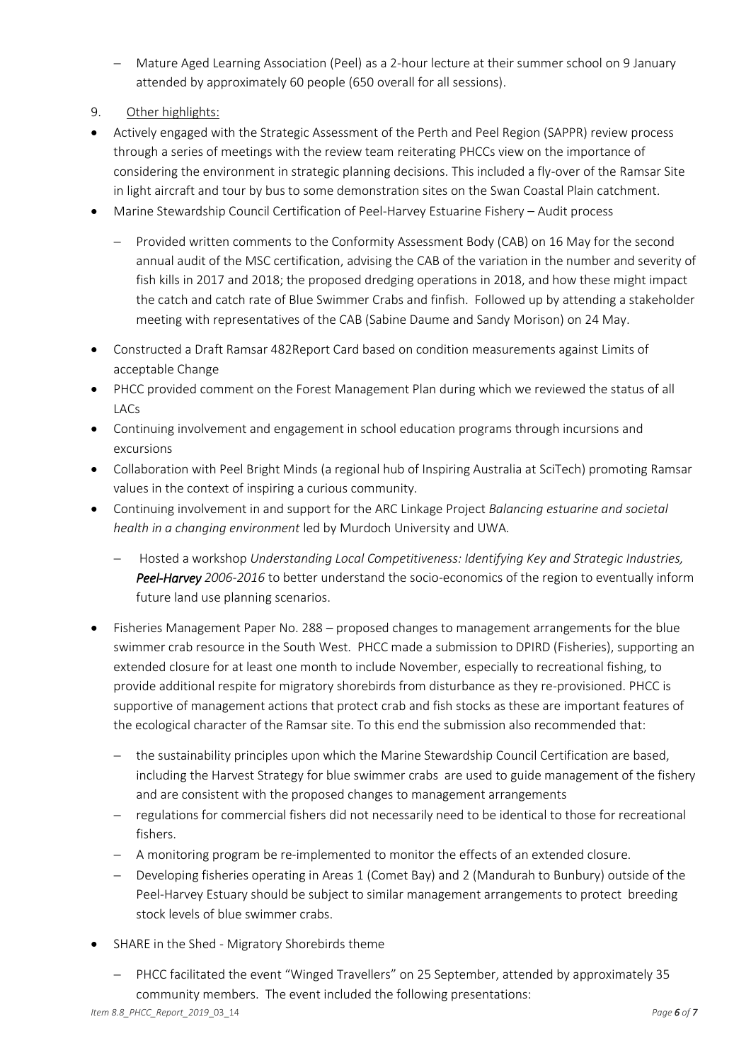- Mature Aged Learning Association (Peel) as a 2-hour lecture at their summer school on 9 January attended by approximately 60 people (650 overall for all sessions).

9. Other highlights:

- Actively engaged with the Strategic Assessment of the Perth and Peel Region (SAPPR) review process through a series of meetings with the review team reiterating PHCCs view on the importance of considering the environment in strategic planning decisions. This included a fly-over of the Ramsar Site in light aircraft and tour by bus to some demonstration sites on the Swan Coastal Plain catchment.
- Marine Stewardship Council Certification of Peel-Harvey Estuarine Fishery – Audit process
  - Provided written comments to the Conformity Assessment Body (CAB) on 16 May for the second annual audit of the MSC certification, advising the CAB of the variation in the number and severity of fish kills in 2017 and 2018; the proposed dredging operations in 2018, and how these might impact the catch and catch rate of Blue Swimmer Crabs and finfish. Followed up by attending a stakeholder meeting with representatives of the CAB (Sabine Daume and Sandy Morison) on 24 May.
- Constructed a Draft Ramsar 482Report Card based on condition measurements against Limits of acceptable Change
- PHCC provided comment on the Forest Management Plan during which we reviewed the status of all LACs
- Continuing involvement and engagement in school education programs through incursions and excursions
- Collaboration with Peel Bright Minds (a regional hub of Inspiring Australia at SciTech) promoting Ramsar values in the context of inspiring a curious community.
- Continuing involvement in and support for the ARC Linkage Project *Balancing estuarine and societal health in a changing environment* led by Murdoch University and UWA.
  - Hosted a workshop *Understanding Local Competitiveness: Identifying Key and Strategic Industries,* ***Peel-Harvey*** *2006-2016* to better understand the socio-economics of the region to eventually inform future land use planning scenarios.
- Fisheries Management Paper No. 288 – proposed changes to management arrangements for the blue swimmer crab resource in the South West. PHCC made a submission to DPIRD (Fisheries), supporting an extended closure for at least one month to include November, especially to recreational fishing, to provide additional respite for migratory shorebirds from disturbance as they re-provisioned. PHCC is supportive of management actions that protect crab and fish stocks as these are important features of the ecological character of the Ramsar site. To this end the submission also recommended that:
  - the sustainability principles upon which the Marine Stewardship Council Certification are based, including the Harvest Strategy for blue swimmer crabs are used to guide management of the fishery and are consistent with the proposed changes to management arrangements
  - regulations for commercial fishers did not necessarily need to be identical to those for recreational fishers.
  - A monitoring program be re-implemented to monitor the effects of an extended closure.
  - Developing fisheries operating in Areas 1 (Comet Bay) and 2 (Mandurah to Bunbury) outside of the Peel-Harvey Estuary should be subject to similar management arrangements to protect breeding stock levels of blue swimmer crabs.
- SHARE in the Shed - Migratory Shorebirds theme
  - PHCC facilitated the event "Winged Travellers" on 25 September, attended by approximately 35 community members. The event included the following presentations: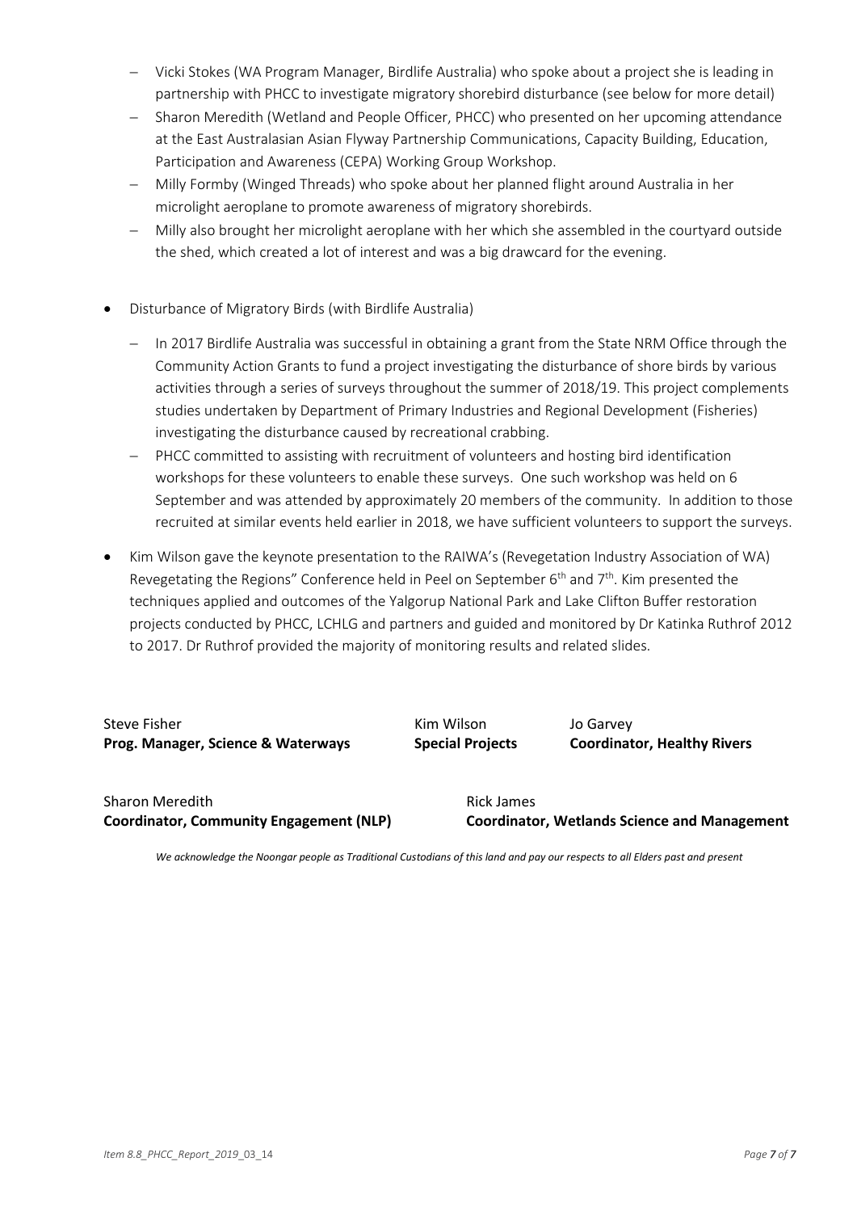- Vicki Stokes (WA Program Manager, Birdlife Australia) who spoke about a project she is leading in partnership with PHCC to investigate migratory shorebird disturbance (see below for more detail)
  - Sharon Meredith (Wetland and People Officer, PHCC) who presented on her upcoming attendance at the East Australasian Asian Flyway Partnership Communications, Capacity Building, Education, Participation and Awareness (CEPA) Working Group Workshop.
  - Milly Formby (Winged Threads) who spoke about her planned flight around Australia in her microlight aeroplane to promote awareness of migratory shorebirds.
  - Milly also brought her microlight aeroplane with her which she assembled in the courtyard outside the shed, which created a lot of interest and was a big drawcard for the evening.

- Disturbance of Migratory Birds (with Birdlife Australia)
  - In 2017 Birdlife Australia was successful in obtaining a grant from the State NRM Office through the Community Action Grants to fund a project investigating the disturbance of shore birds by various activities through a series of surveys throughout the summer of 2018/19. This project complements studies undertaken by Department of Primary Industries and Regional Development (Fisheries) investigating the disturbance caused by recreational crabbing.
  - PHCC committed to assisting with recruitment of volunteers and hosting bird identification workshops for these volunteers to enable these surveys. One such workshop was held on 6 September and was attended by approximately 20 members of the community. In addition to those recruited at similar events held earlier in 2018, we have sufficient volunteers to support the surveys.

- Kim Wilson gave the keynote presentation to the RAIWA's (Revegetation Industry Association of WA) Revegetating the Regions" Conference held in Peel on September 6th and 7th. Kim presented the techniques applied and outcomes of the Yalgorup National Park and Lake Clifton Buffer restoration projects conducted by PHCC, LCHLG and partners and guided and monitored by Dr Katinka Ruthrof 2012 to 2017. Dr Ruthrof provided the majority of monitoring results and related slides.

Steve Fisher
**Prog. Manager, Science & Waterways**

Kim Wilson
**Special Projects**

Jo Garvey
**Coordinator, Healthy Rivers**

Sharon Meredith
**Coordinator, Community Engagement (NLP)**

Rick James
**Coordinator, Wetlands Science and Management**

*We acknowledge the Noongar people as Traditional Custodians of this land and pay our respects to all Elders past and present*